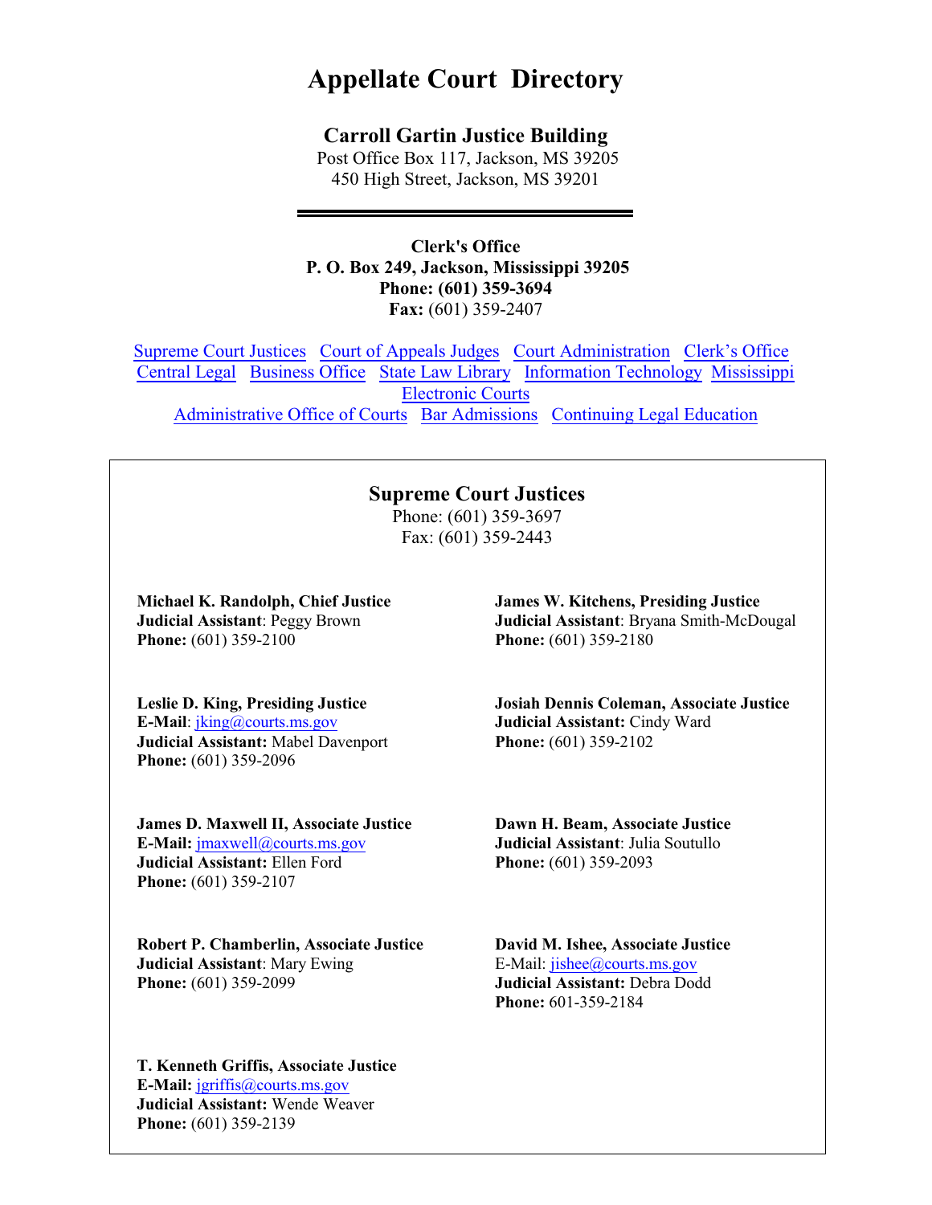# Appellate Court Directory

**Carroll Gartin Justice Building**
Post Office Box 117, Jackson, MS 39205
450 High Street, Jackson, MS 39201

---

**Clerk's Office**
**P. O. Box 249, Jackson, Mississippi 39205**
**Phone: (601) 359-3694**
**Fax:** (601) 359-2407

Supreme Court Justices Court of Appeals Judges Court Administration Clerk's Office Central Legal Business Office State Law Library Information Technology Mississippi Electronic Courts
Administrative Office of Courts Bar Admissions Continuing Legal Education

## Supreme Court Justices

Phone: (601) 359-3697
Fax: (601) 359-2443

**Michael K. Randolph, Chief Justice**
**Judicial Assistant**: Peggy Brown
**Phone:** (601) 359-2100

**James W. Kitchens, Presiding Justice**
**Judicial Assistant**: Bryana Smith-McDougal
**Phone:** (601) 359-2180

**Leslie D. King, Presiding Justice**
**E-Mail**: jking@courts.ms.gov
**Judicial Assistant:** Mabel Davenport
**Phone:** (601) 359-2096

**Josiah Dennis Coleman, Associate Justice**
**Judicial Assistant:** Cindy Ward
**Phone:** (601) 359-2102

**James D. Maxwell II, Associate Justice**
**E-Mail:** jmaxwell@courts.ms.gov
**Judicial Assistant:** Ellen Ford
**Phone:** (601) 359-2107

**Dawn H. Beam, Associate Justice**
**Judicial Assistant**: Julia Soutullo
**Phone:** (601) 359-2093

**Robert P. Chamberlin, Associate Justice**
**Judicial Assistant**: Mary Ewing
**Phone:** (601) 359-2099

**David M. Ishee, Associate Justice**
E-Mail: jishee@courts.ms.gov
**Judicial Assistant:** Debra Dodd
**Phone:** 601-359-2184

**T. Kenneth Griffis, Associate Justice**
**E-Mail:** jgriffis@courts.ms.gov
**Judicial Assistant:** Wende Weaver
**Phone:** (601) 359-2139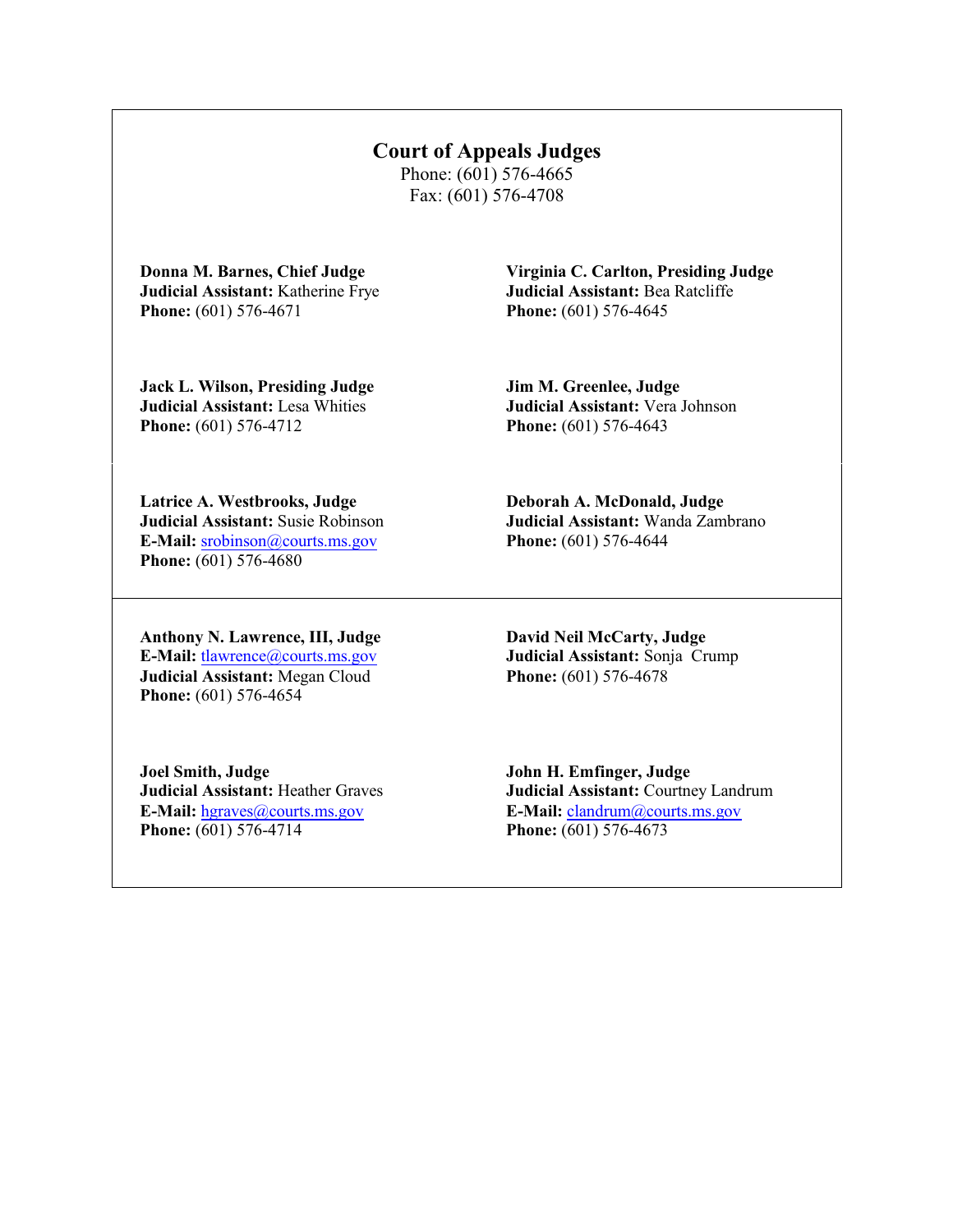## Court of Appeals Judges

Phone: (601) 576-4665
Fax: (601) 576-4708

**Donna M. Barnes, Chief Judge**
**Judicial Assistant:** Katherine Frye
**Phone:** (601) 576-4671

**Virginia C. Carlton, Presiding Judge**
**Judicial Assistant:** Bea Ratcliffe
**Phone:** (601) 576-4645

**Jack L. Wilson, Presiding Judge**
**Judicial Assistant:** Lesa Whities
**Phone:** (601) 576-4712

**Jim M. Greenlee, Judge**
**Judicial Assistant:** Vera Johnson
**Phone:** (601) 576-4643

**Latrice A. Westbrooks, Judge**
**Judicial Assistant:** Susie Robinson
**E-Mail:** srobinson@courts.ms.gov
**Phone:** (601) 576-4680

**Deborah A. McDonald, Judge**
**Judicial Assistant:** Wanda Zambrano
**Phone:** (601) 576-4644

**Anthony N. Lawrence, III, Judge**
**E-Mail:** tlawrence@courts.ms.gov
**Judicial Assistant:** Megan Cloud
**Phone:** (601) 576-4654

**David Neil McCarty, Judge**
**Judicial Assistant:** Sonja Crump
**Phone:** (601) 576-4678

**Joel Smith, Judge**
**Judicial Assistant:** Heather Graves
**E-Mail:** hgraves@courts.ms.gov
**Phone:** (601) 576-4714

**John H. Emfinger, Judge**
**Judicial Assistant:** Courtney Landrum
**E-Mail:** clandrum@courts.ms.gov
**Phone:** (601) 576-4673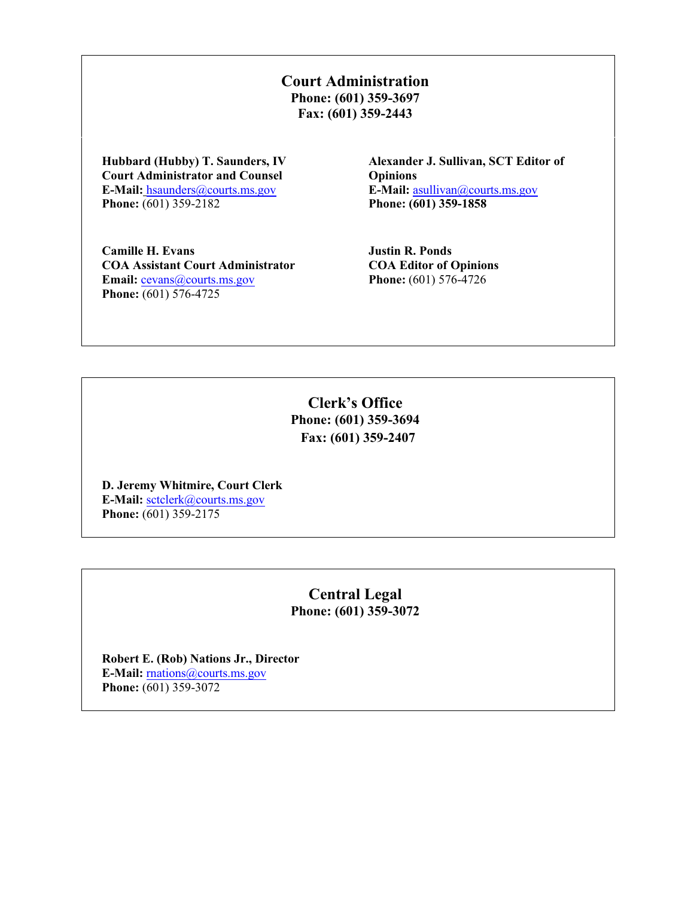## Court Administration

**Phone: (601) 359-3697**
**Fax: (601) 359-2443**

**Hubbard (Hubby) T. Saunders, IV**
**Court Administrator and Counsel**
**E-Mail:** hsaunders@courts.ms.gov
**Phone:** (601) 359-2182

**Alexander J. Sullivan, SCT Editor of Opinions**
**E-Mail:** asullivan@courts.ms.gov
**Phone: (601) 359-1858**

**Camille H. Evans**
**COA Assistant Court Administrator**
**Email:** cevans@courts.ms.gov
**Phone:** (601) 576-4725

**Justin R. Ponds**
**COA Editor of Opinions**
**Phone:** (601) 576-4726

## Clerk's Office

**Phone: (601) 359-3694**
**Fax: (601) 359-2407**

**D. Jeremy Whitmire, Court Clerk**
**E-Mail:** sctclerk@courts.ms.gov
**Phone:** (601) 359-2175

## Central Legal

**Phone: (601) 359-3072**

**Robert E. (Rob) Nations Jr., Director**
**E-Mail:** rnations@courts.ms.gov
**Phone:** (601) 359-3072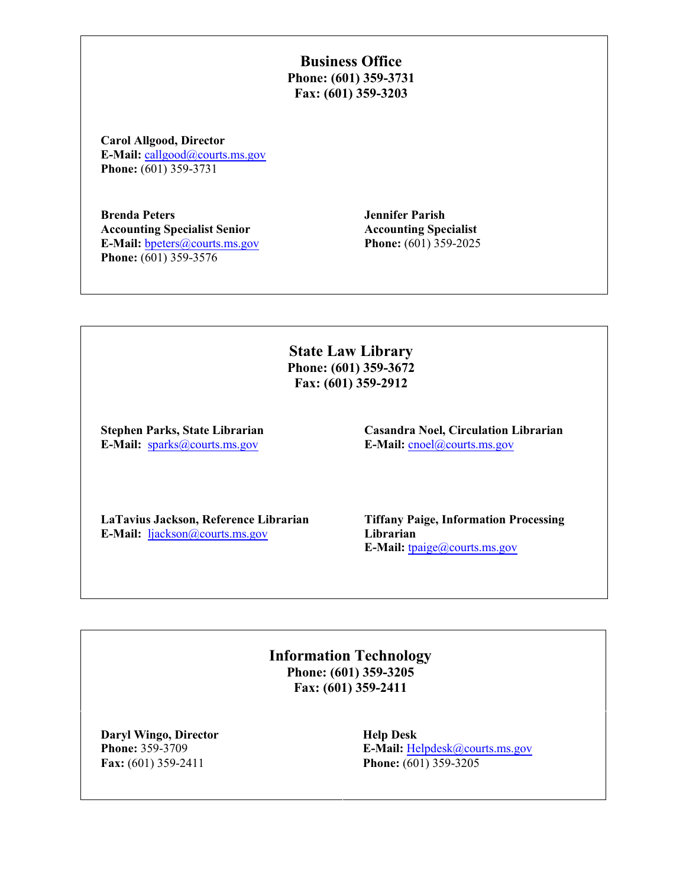## Business Office

**Phone: (601) 359-3731**
**Fax: (601) 359-3203**

**Carol Allgood, Director**
**E-Mail:** callgood@courts.ms.gov
**Phone:** (601) 359-3731

**Brenda Peters**
**Accounting Specialist Senior**
**E-Mail:** bpeters@courts.ms.gov
**Phone:** (601) 359-3576

**Jennifer Parish**
**Accounting Specialist**
**Phone:** (601) 359-2025

## State Law Library

**Phone: (601) 359-3672**
**Fax: (601) 359-2912**

**Stephen Parks, State Librarian**
**E-Mail:** sparks@courts.ms.gov

**Casandra Noel, Circulation Librarian**
**E-Mail:** cnoel@courts.ms.gov

**LaTavius Jackson, Reference Librarian**
**E-Mail:** ljackson@courts.ms.gov

**Tiffany Paige, Information Processing Librarian**
**E-Mail:** tpaige@courts.ms.gov

## Information Technology

**Phone: (601) 359-3205**
**Fax: (601) 359-2411**

**Daryl Wingo, Director**
**Phone:** 359-3709
**Fax:** (601) 359-2411

**Help Desk**
**E-Mail:** Helpdesk@courts.ms.gov
**Phone:** (601) 359-3205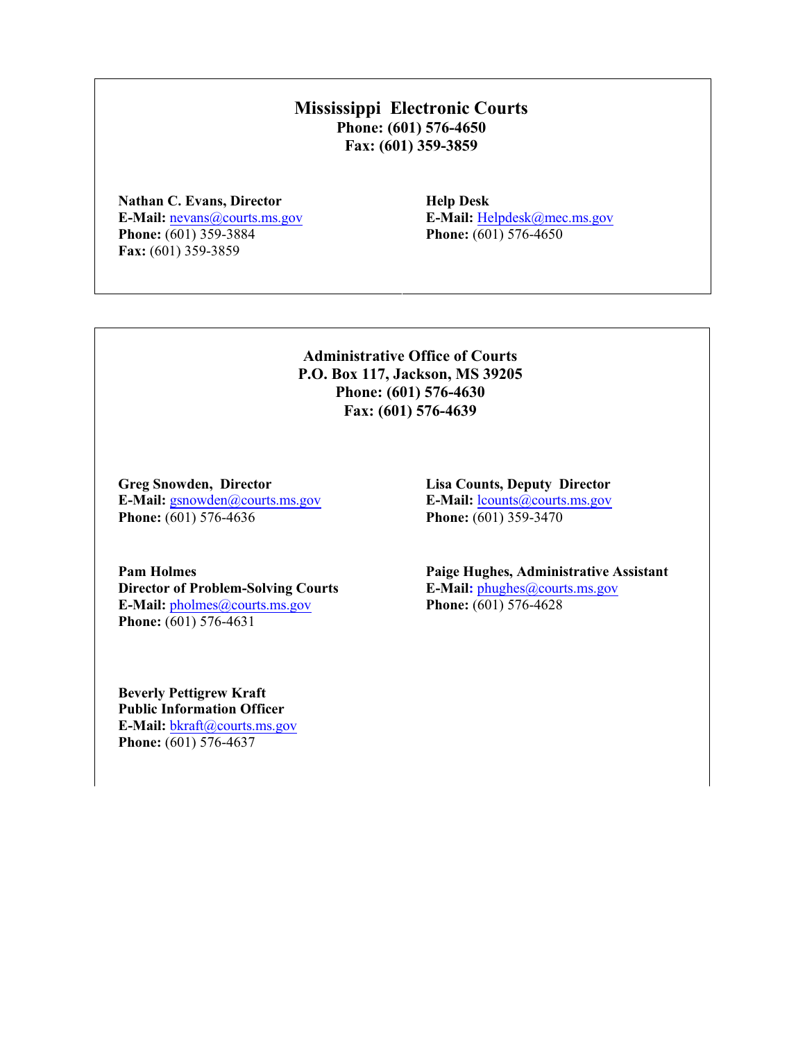## Mississippi Electronic Courts

**Phone: (601) 576-4650**
**Fax: (601) 359-3859**

**Nathan C. Evans, Director**
**E-Mail:** nevans@courts.ms.gov
**Phone:** (601) 359-3884
**Fax:** (601) 359-3859

**Help Desk**
**E-Mail:** Helpdesk@mec.ms.gov
**Phone:** (601) 576-4650

## Administrative Office of Courts

**P.O. Box 117, Jackson, MS 39205**
**Phone: (601) 576-4630**
**Fax: (601) 576-4639**

**Greg Snowden, Director**
**E-Mail:** gsnowden@courts.ms.gov
**Phone:** (601) 576-4636

**Lisa Counts, Deputy Director**
**E-Mail:** lcounts@courts.ms.gov
**Phone:** (601) 359-3470

**Pam Holmes**
**Director of Problem-Solving Courts**
**E-Mail:** pholmes@courts.ms.gov
**Phone:** (601) 576-4631

**Paige Hughes, Administrative Assistant**
**E-Mail:** phughes@courts.ms.gov
**Phone:** (601) 576-4628

**Beverly Pettigrew Kraft**
**Public Information Officer**
**E-Mail:** bkraft@courts.ms.gov
**Phone:** (601) 576-4637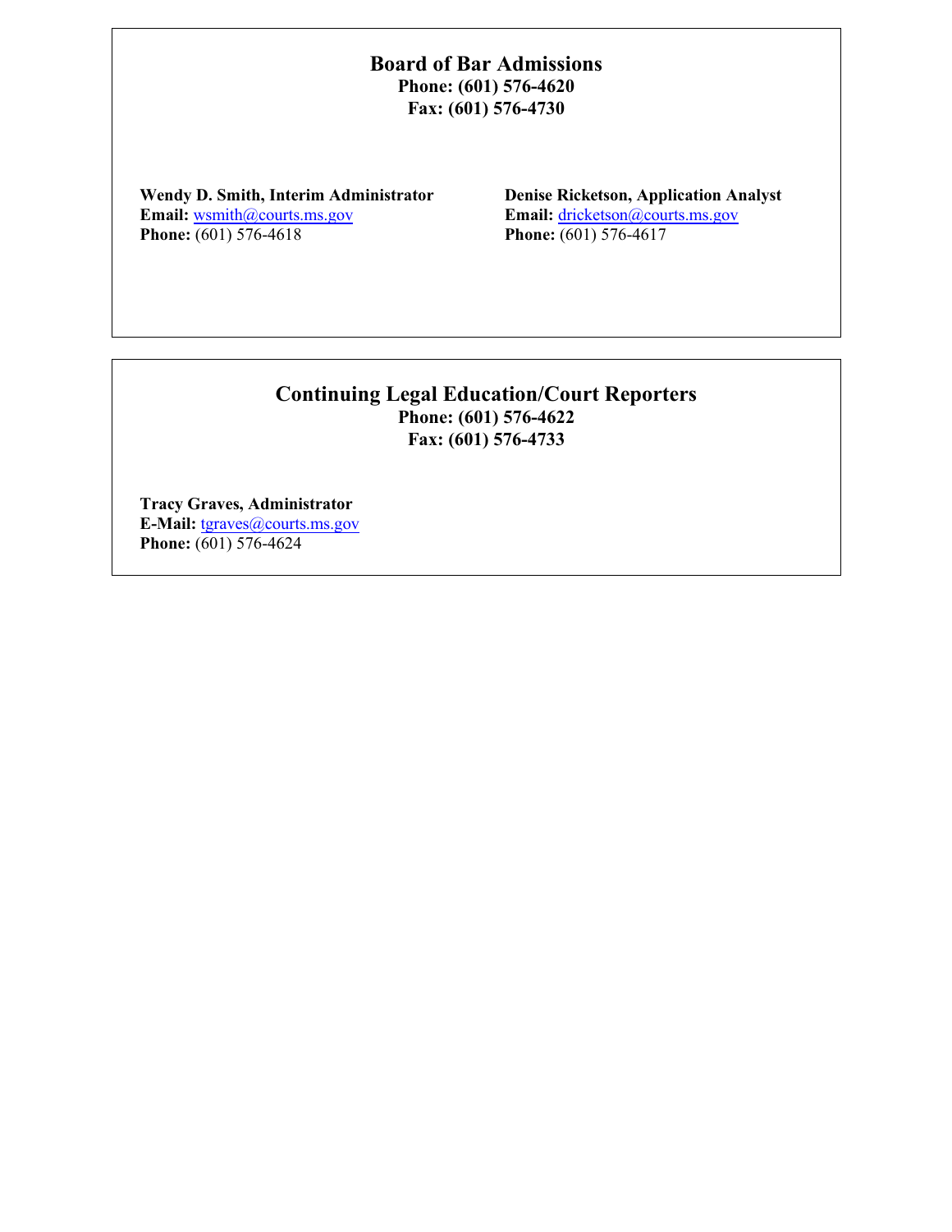## Board of Bar Admissions

**Phone: (601) 576-4620**
**Fax: (601) 576-4730**

**Wendy D. Smith, Interim Administrator**
**Email:** wsmith@courts.ms.gov
**Phone:** (601) 576-4618

**Denise Ricketson, Application Analyst**
**Email:** dricketson@courts.ms.gov
**Phone:** (601) 576-4617

## Continuing Legal Education/Court Reporters

**Phone: (601) 576-4622**
**Fax: (601) 576-4733**

**Tracy Graves, Administrator**
**E-Mail:** tgraves@courts.ms.gov
**Phone:** (601) 576-4624